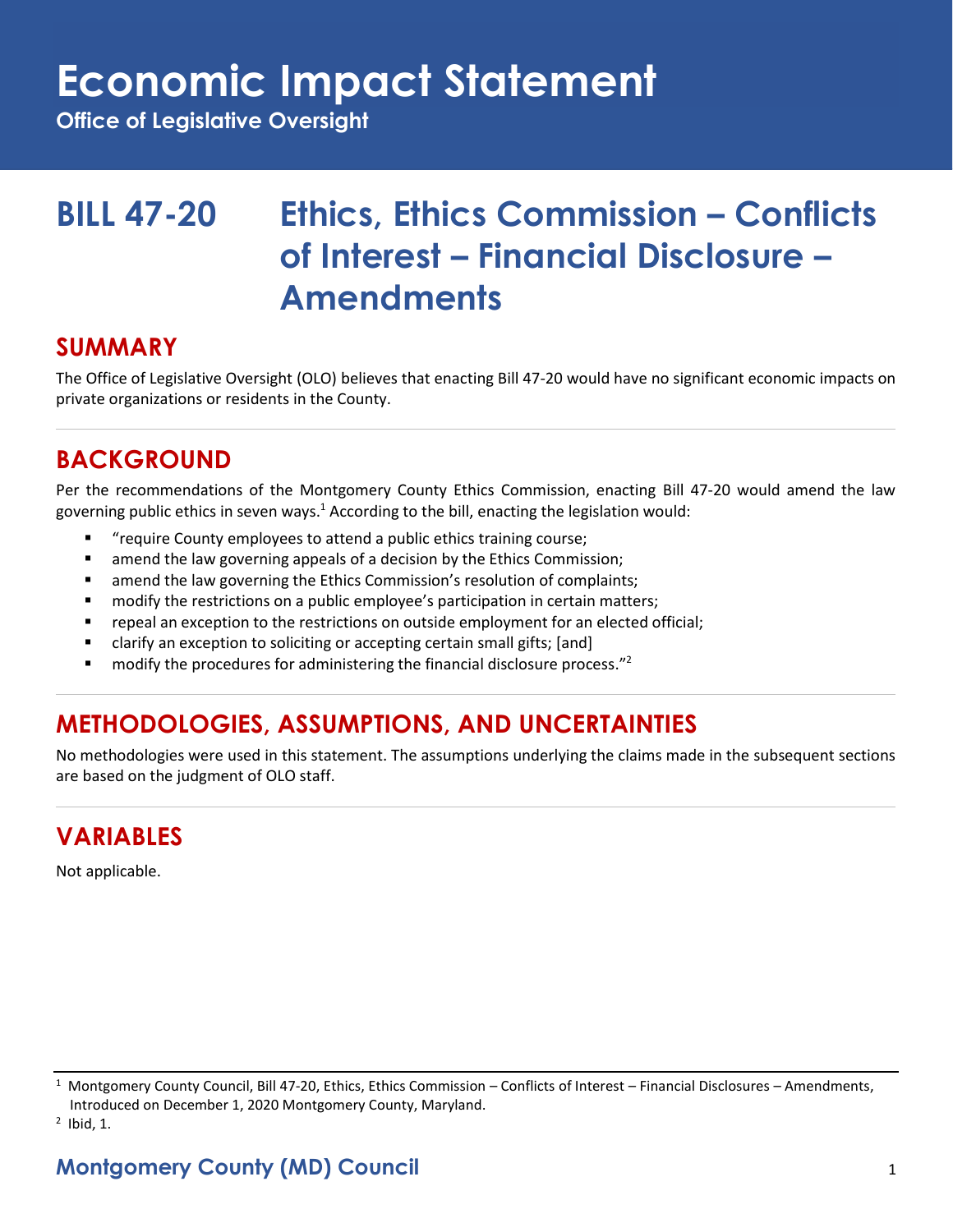# Economic Impact Statement

**Office of Legislative Oversight**

# BILL 47-20 Ethics, Ethics Commission – Conflicts of Interest – Financial Disclosure – Amendments

## SUMMARY

The Office of Legislative Oversight (OLO) believes that enacting Bill 47-20 would have no significant economic impacts on private organizations or residents in the County.

## BACKGROUND

Per the recommendations of the Montgomery County Ethics Commission, enacting Bill 47-20 would amend the law governing public ethics in seven ways.[1] According to the bill, enacting the legislation would:

- "require County employees to attend a public ethics training course;
- amend the law governing appeals of a decision by the Ethics Commission;
- amend the law governing the Ethics Commission's resolution of complaints;
- modify the restrictions on a public employee's participation in certain matters;
- repeal an exception to the restrictions on outside employment for an elected official;
- clarify an exception to soliciting or accepting certain small gifts; [and]
- modify the procedures for administering the financial disclosure process."[2]

## METHODOLOGIES, ASSUMPTIONS, AND UNCERTAINTIES

No methodologies were used in this statement. The assumptions underlying the claims made in the subsequent sections are based on the judgment of OLO staff.

## VARIABLES

Not applicable.

---

[1] Montgomery County Council, Bill 47-20, Ethics, Ethics Commission – Conflicts of Interest – Financial Disclosures – Amendments, Introduced on December 1, 2020 Montgomery County, Maryland.

[2] Ibid, 1.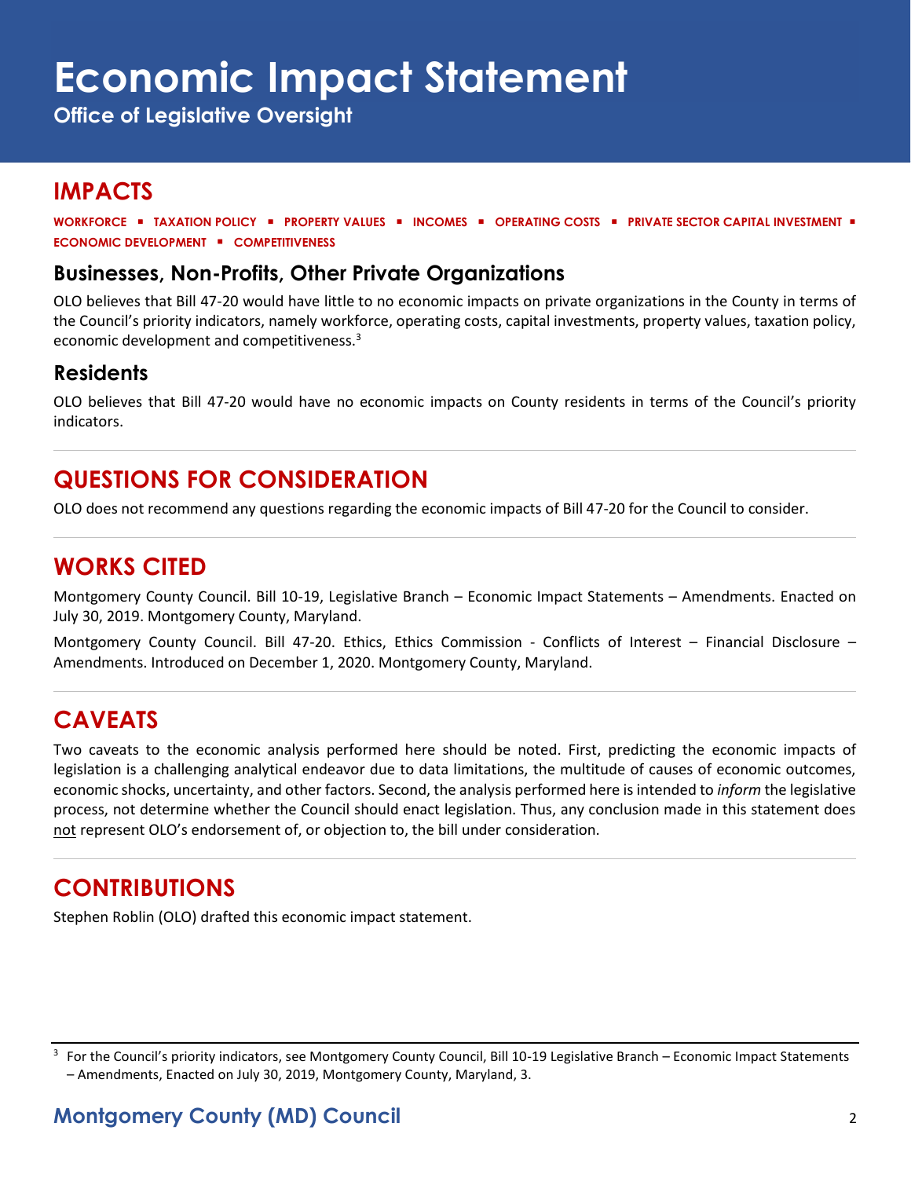# Economic Impact Statement

**Office of Legislative Oversight**

## IMPACTS

**WORKFORCE ▪ TAXATION POLICY ▪ PROPERTY VALUES ▪ INCOMES ▪ OPERATING COSTS ▪ PRIVATE SECTOR CAPITAL INVESTMENT ▪ ECONOMIC DEVELOPMENT ▪ COMPETITIVENESS**

### Businesses, Non-Profits, Other Private Organizations

OLO believes that Bill 47-20 would have little to no economic impacts on private organizations in the County in terms of the Council's priority indicators, namely workforce, operating costs, capital investments, property values, taxation policy, economic development and competitiveness.[3]

### Residents

OLO believes that Bill 47-20 would have no economic impacts on County residents in terms of the Council's priority indicators.

## QUESTIONS FOR CONSIDERATION

OLO does not recommend any questions regarding the economic impacts of Bill 47-20 for the Council to consider.

## WORKS CITED

Montgomery County Council. Bill 10-19, Legislative Branch – Economic Impact Statements – Amendments. Enacted on July 30, 2019. Montgomery County, Maryland.

Montgomery County Council. Bill 47-20. Ethics, Ethics Commission - Conflicts of Interest – Financial Disclosure – Amendments. Introduced on December 1, 2020. Montgomery County, Maryland.

## CAVEATS

Two caveats to the economic analysis performed here should be noted. First, predicting the economic impacts of legislation is a challenging analytical endeavor due to data limitations, the multitude of causes of economic outcomes, economic shocks, uncertainty, and other factors. Second, the analysis performed here is intended to *inform* the legislative process, not determine whether the Council should enact legislation. Thus, any conclusion made in this statement does not represent OLO's endorsement of, or objection to, the bill under consideration.

## CONTRIBUTIONS

Stephen Roblin (OLO) drafted this economic impact statement.

[3] For the Council's priority indicators, see Montgomery County Council, Bill 10-19 Legislative Branch – Economic Impact Statements – Amendments, Enacted on July 30, 2019, Montgomery County, Maryland, 3.